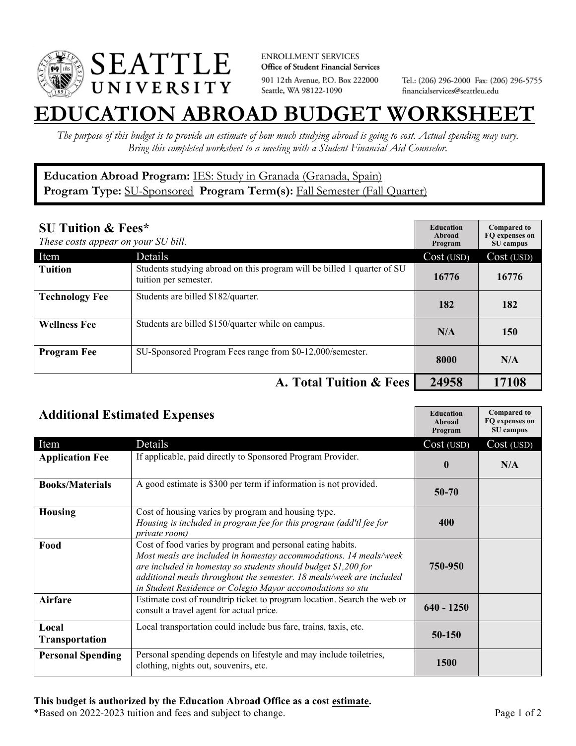SEATTLE UNIVERSITY

ENROLLMENT SERVICES
**Office of Student Financial Services**
901 12th Avenue, P.O. Box 222000
Seattle, WA 98122-1090

Tel.: (206) 296-2000 Fax: (206) 296-5755
financialservices@seattleu.edu

# EDUCATION ABROAD BUDGET WORKSHEET

*The purpose of this budget is to provide an estimate of how much studying abroad is going to cost. Actual spending may vary. Bring this completed worksheet to a meeting with a Student Financial Aid Counselor.*

**Education Abroad Program:** IES: Study in Granada (Granada, Spain)
**Program Type:** SU-Sponsored **Program Term(s):** Fall Semester (Fall Quarter)

## SU Tuition & Fees*

*These costs appear on your SU bill.*

| Item | Details | Education Abroad Program Cost (USD) | Compared to FQ expenses on SU campus Cost (USD) |
|---|---|---|---|
| **Tuition** | Students studying abroad on this program will be billed 1 quarter of SU tuition per semester. | **16776** | **16776** |
| **Technology Fee** | Students are billed $182/quarter. | **182** | **182** |
| **Wellness Fee** | Students are billed $150/quarter while on campus. | **N/A** | **150** |
| **Program Fee** | SU-Sponsored Program Fees range from $0-12,000/semester. | **8000** | **N/A** |
| | **A. Total Tuition & Fees** | **24958** | **17108** |

## Additional Estimated Expenses

| Item | Details | Education Abroad Program Cost (USD) | Compared to FQ expenses on SU campus Cost (USD) |
|---|---|---|---|
| **Application Fee** | If applicable, paid directly to Sponsored Program Provider. | **0** | **N/A** |
| **Books/Materials** | A good estimate is $300 per term if information is not provided. | **50-70** | |
| **Housing** | Cost of housing varies by program and housing type. *Housing is included in program fee for this program (add'tl fee for private room)* | **400** | |
| **Food** | Cost of food varies by program and personal eating habits. *Most meals are included in homestay accommodations. 14 meals/week are included in homestay so students should budget $1,200 for additional meals throughout the semester. 18 meals/week are included in Student Residence or Colegio Mayor accomodations so stu* | **750-950** | |
| **Airfare** | Estimate cost of roundtrip ticket to program location. Search the web or consult a travel agent for actual price. | **640 - 1250** | |
| **Local Transportation** | Local transportation could include bus fare, trains, taxis, etc. | **50-150** | |
| **Personal Spending** | Personal spending depends on lifestyle and may include toiletries, clothing, nights out, souvenirs, etc. | **1500** | |

**This budget is authorized by the Education Abroad Office as a cost estimate.**
*Based on 2022-2023 tuition and fees and subject to change.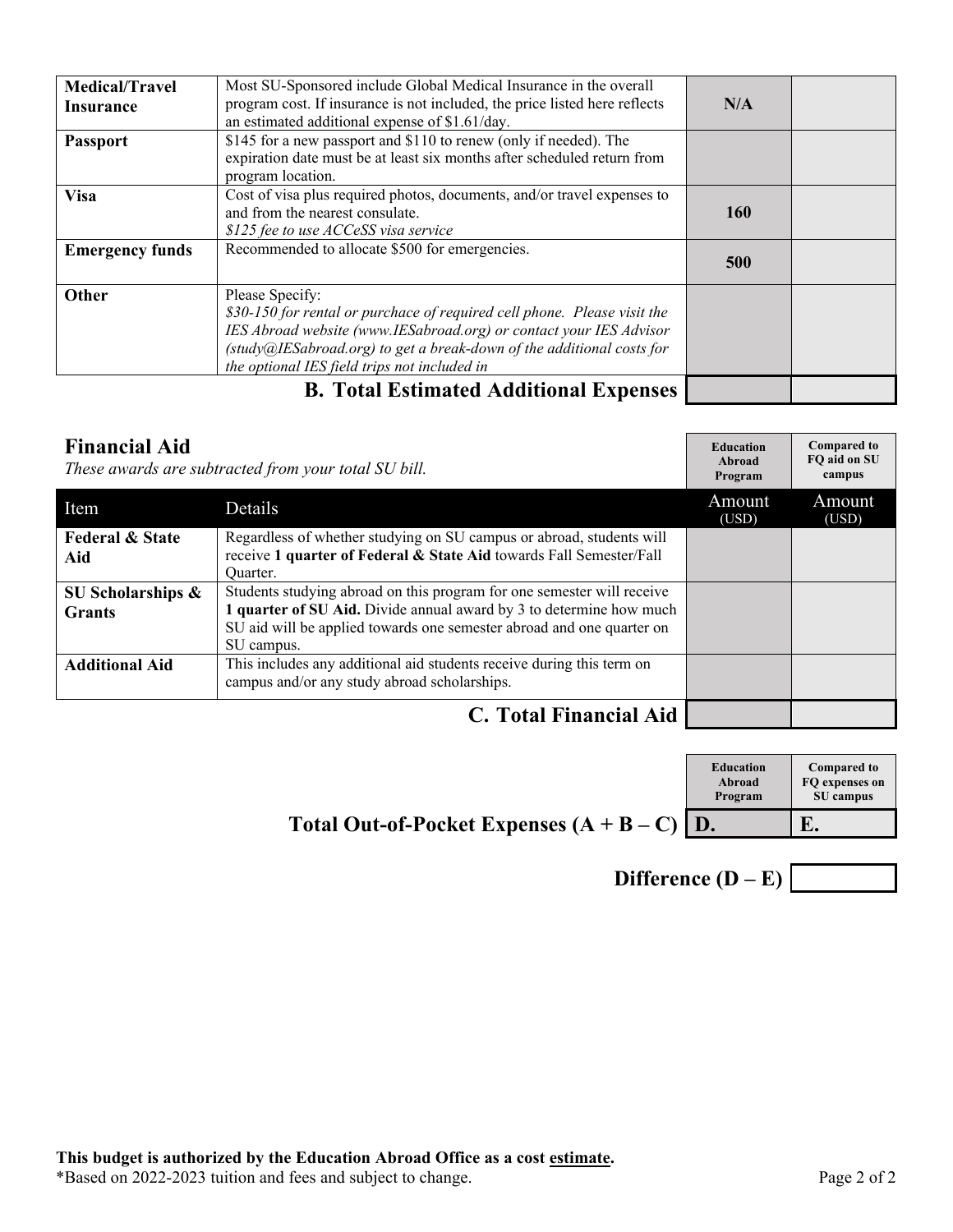| | | | |
|---|---|---|---|
| **Medical/Travel Insurance** | Most SU-Sponsored include Global Medical Insurance in the overall program cost. If insurance is not included, the price listed here reflects an estimated additional expense of $1.61/day. | **N/A** | |
| **Passport** | $145 for a new passport and $110 to renew (only if needed). The expiration date must be at least six months after scheduled return from program location. | | |
| **Visa** | Cost of visa plus required photos, documents, and/or travel expenses to and from the nearest consulate. *$125 fee to use ACCeSS visa service* | **160** | |
| **Emergency funds** | Recommended to allocate $500 for emergencies. | **500** | |
| **Other** | Please Specify: *$30-150 for rental or purchase of required cell phone. Please visit the IES Abroad website (www.IESabroad.org) or contact your IES Advisor (study@IESabroad.org) to get a break-down of the additional costs for the optional IES field trips not included in* | | |
| | **B. Total Estimated Additional Expenses** | | |

## Financial Aid

*These awards are subtracted from your total SU bill.*

| Item | Details | Education Abroad Program Amount (USD) | Compared to FQ aid on SU campus Amount (USD) |
|---|---|---|---|
| **Federal & State Aid** | Regardless of whether studying on SU campus or abroad, students will receive **1 quarter of Federal & State Aid** towards Fall Semester/Fall Quarter. | | |
| **SU Scholarships & Grants** | Students studying abroad on this program for one semester will receive **1 quarter of SU Aid.** Divide annual award by 3 to determine how much SU aid will be applied towards one semester abroad and one quarter on SU campus. | | |
| **Additional Aid** | This includes any additional aid students receive during this term on campus and/or any study abroad scholarships. | | |
| | **C. Total Financial Aid** | | |

| | Education Abroad Program | Compared to FQ expenses on SU campus |
|---|---|---|
| **Total Out-of-Pocket Expenses (A + B – C)** | **D.** | **E.** |

**Difference (D – E)**

**This budget is authorized by the Education Abroad Office as a cost estimate.**
*Based on 2022-2023 tuition and fees and subject to change.